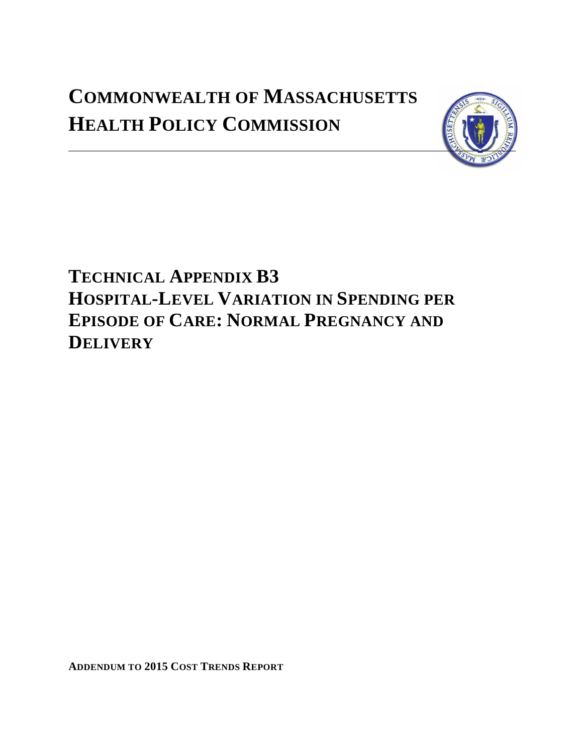# COMMONWEALTH OF MASSACHUSETTS HEALTH POLICY COMMISSION

# TECHNICAL APPENDIX B3
# HOSPITAL-LEVEL VARIATION IN SPENDING PER EPISODE OF CARE: NORMAL PREGNANCY AND DELIVERY

**ADDENDUM TO 2015 COST TRENDS REPORT**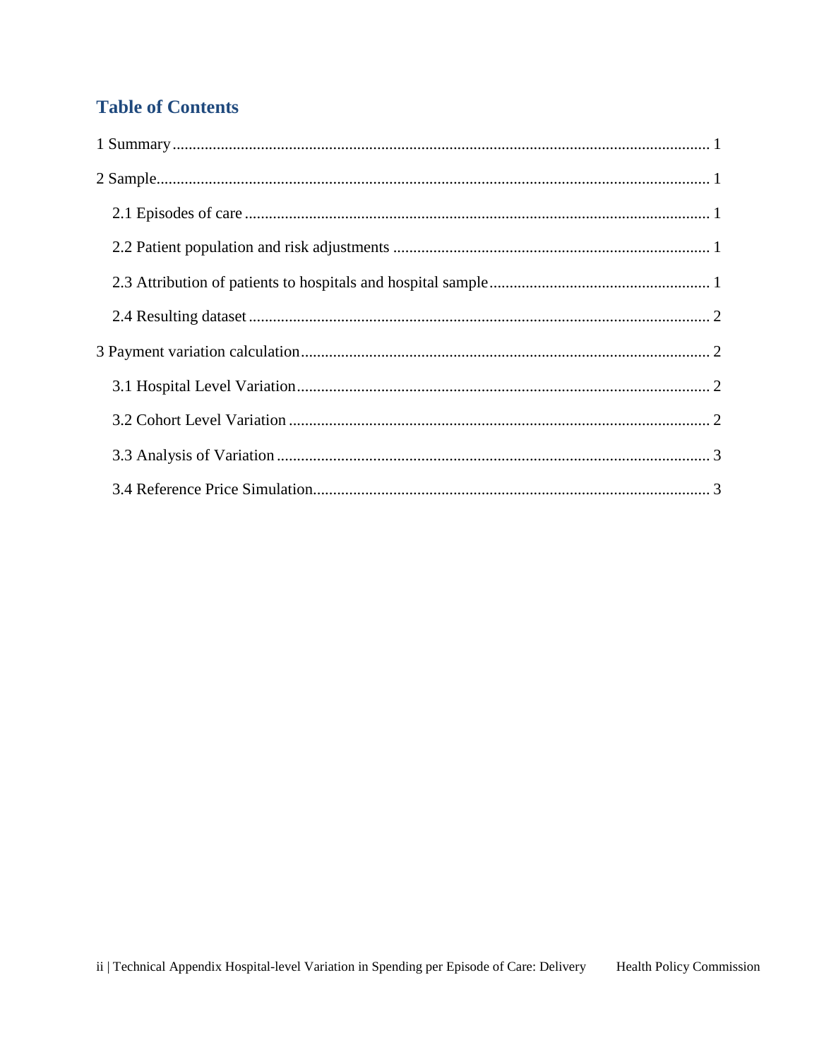## Table of Contents

1 Summary .......... 1

2 Sample .......... 1

- 2.1 Episodes of care .......... 1
- 2.2 Patient population and risk adjustments .......... 1
- 2.3 Attribution of patients to hospitals and hospital sample .......... 1
- 2.4 Resulting dataset .......... 2

3 Payment variation calculation .......... 2

- 3.1 Hospital Level Variation .......... 2
- 3.2 Cohort Level Variation .......... 2
- 3.3 Analysis of Variation .......... 3
- 3.4 Reference Price Simulation .......... 3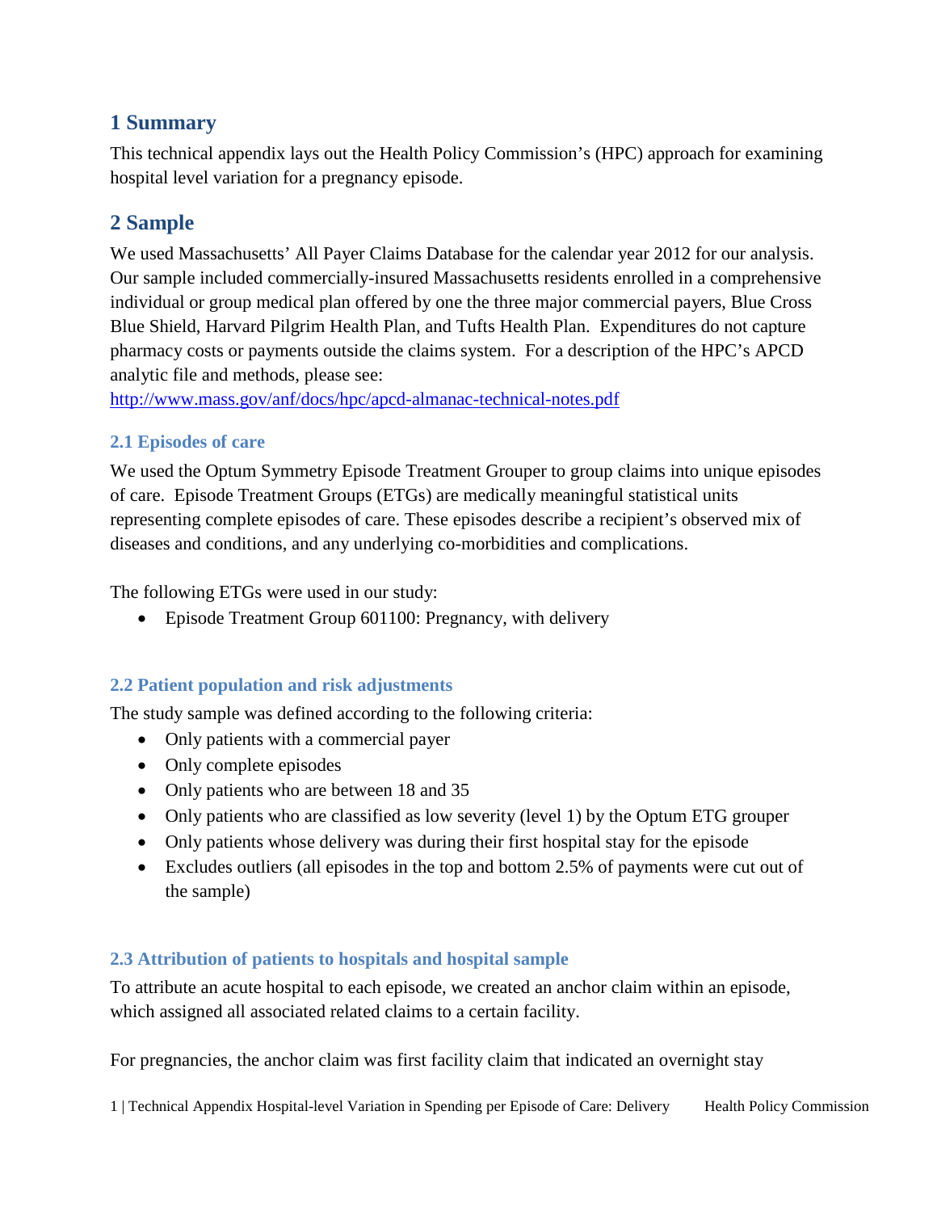# 1 Summary

This technical appendix lays out the Health Policy Commission's (HPC) approach for examining hospital level variation for a pregnancy episode.

# 2 Sample

We used Massachusetts' All Payer Claims Database for the calendar year 2012 for our analysis. Our sample included commercially-insured Massachusetts residents enrolled in a comprehensive individual or group medical plan offered by one the three major commercial payers, Blue Cross Blue Shield, Harvard Pilgrim Health Plan, and Tufts Health Plan. Expenditures do not capture pharmacy costs or payments outside the claims system. For a description of the HPC's APCD analytic file and methods, please see: [http://www.mass.gov/anf/docs/hpc/apcd-almanac-technical-notes.pdf](http://www.mass.gov/anf/docs/hpc/apcd-almanac-technical-notes.pdf)

## 2.1 Episodes of care

We used the Optum Symmetry Episode Treatment Grouper to group claims into unique episodes of care. Episode Treatment Groups (ETGs) are medically meaningful statistical units representing complete episodes of care. These episodes describe a recipient's observed mix of diseases and conditions, and any underlying co-morbidities and complications.

The following ETGs were used in our study:

- Episode Treatment Group 601100: Pregnancy, with delivery

## 2.2 Patient population and risk adjustments

The study sample was defined according to the following criteria:

- Only patients with a commercial payer
- Only complete episodes
- Only patients who are between 18 and 35
- Only patients who are classified as low severity (level 1) by the Optum ETG grouper
- Only patients whose delivery was during their first hospital stay for the episode
- Excludes outliers (all episodes in the top and bottom 2.5% of payments were cut out of the sample)

## 2.3 Attribution of patients to hospitals and hospital sample

To attribute an acute hospital to each episode, we created an anchor claim within an episode, which assigned all associated related claims to a certain facility.

For pregnancies, the anchor claim was first facility claim that indicated an overnight stay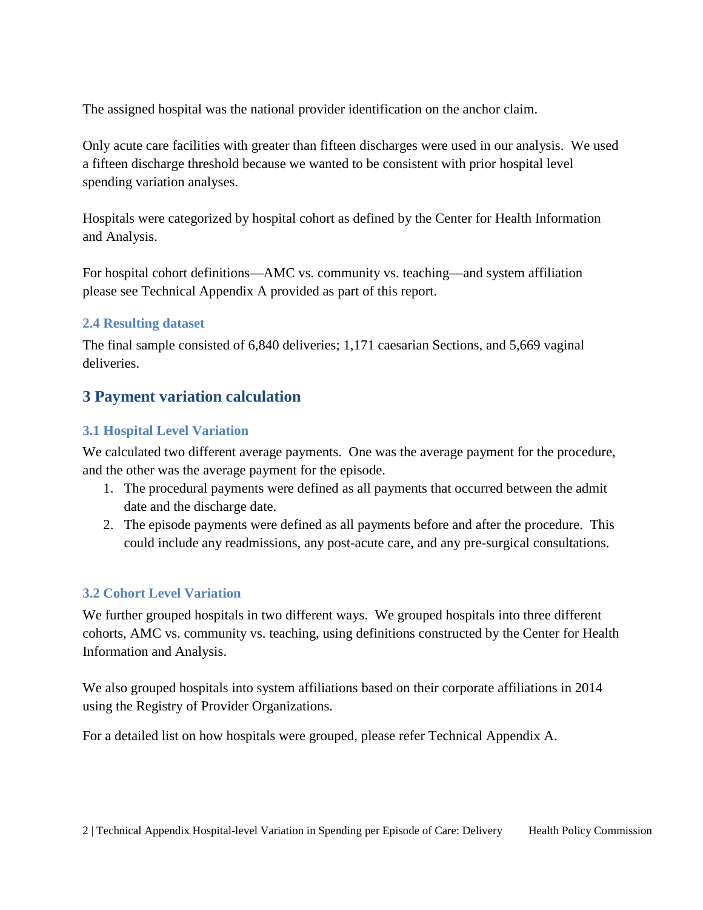The assigned hospital was the national provider identification on the anchor claim.

Only acute care facilities with greater than fifteen discharges were used in our analysis. We used a fifteen discharge threshold because we wanted to be consistent with prior hospital level spending variation analyses.

Hospitals were categorized by hospital cohort as defined by the Center for Health Information and Analysis.

For hospital cohort definitions—AMC vs. community vs. teaching—and system affiliation please see Technical Appendix A provided as part of this report.

### 2.4 Resulting dataset

The final sample consisted of 6,840 deliveries; 1,171 caesarian Sections, and 5,669 vaginal deliveries.

## 3 Payment variation calculation

### 3.1 Hospital Level Variation

We calculated two different average payments. One was the average payment for the procedure, and the other was the average payment for the episode.

1. The procedural payments were defined as all payments that occurred between the admit date and the discharge date.
2. The episode payments were defined as all payments before and after the procedure. This could include any readmissions, any post-acute care, and any pre-surgical consultations.

### 3.2 Cohort Level Variation

We further grouped hospitals in two different ways. We grouped hospitals into three different cohorts, AMC vs. community vs. teaching, using definitions constructed by the Center for Health Information and Analysis.

We also grouped hospitals into system affiliations based on their corporate affiliations in 2014 using the Registry of Provider Organizations.

For a detailed list on how hospitals were grouped, please refer Technical Appendix A.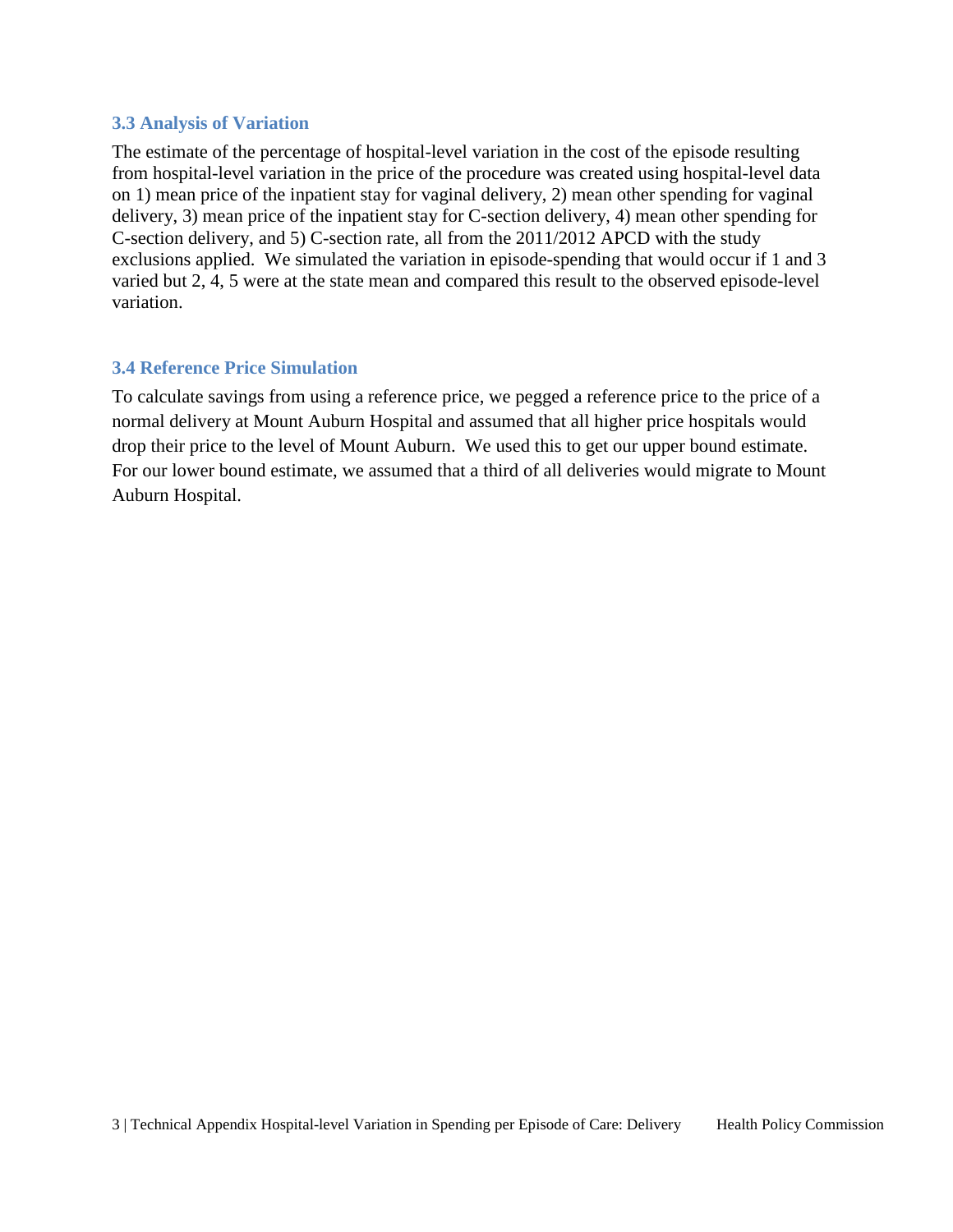### 3.3 Analysis of Variation

The estimate of the percentage of hospital-level variation in the cost of the episode resulting from hospital-level variation in the price of the procedure was created using hospital-level data on 1) mean price of the inpatient stay for vaginal delivery, 2) mean other spending for vaginal delivery, 3) mean price of the inpatient stay for C-section delivery, 4) mean other spending for C-section delivery, and 5) C-section rate, all from the 2011/2012 APCD with the study exclusions applied. We simulated the variation in episode-spending that would occur if 1 and 3 varied but 2, 4, 5 were at the state mean and compared this result to the observed episode-level variation.

### 3.4 Reference Price Simulation

To calculate savings from using a reference price, we pegged a reference price to the price of a normal delivery at Mount Auburn Hospital and assumed that all higher price hospitals would drop their price to the level of Mount Auburn. We used this to get our upper bound estimate. For our lower bound estimate, we assumed that a third of all deliveries would migrate to Mount Auburn Hospital.